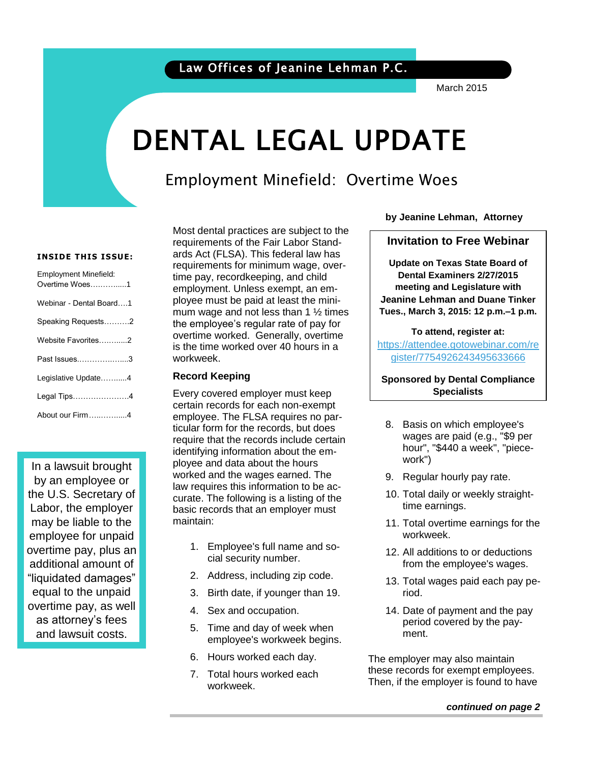Law Offices of Jeanine Lehman P.C.

March 2015

# DENTAL LEGAL UPDATE

## Employment Minefield: Overtime Woes

**by Jeanine Lehman, Attorney**

**INSIDE THIS ISSUE:**

- Employment Minefield: Overtime Woes…………....1
- Webinar - Dental Board….1
- Speaking Requests……….2
- Website Favorites………...2
- Past Issues………………...3
- Legislative Update……......4
- Legal Tips………………….4
- About our Firm…..……......4

> In a lawsuit brought by an employee or the U.S. Secretary of Labor, the employer may be liable to the employee for unpaid overtime pay, plus an additional amount of "liquidated damages" equal to the unpaid overtime pay, as well as attorney's fees and lawsuit costs.

Most dental practices are subject to the requirements of the Fair Labor Standards Act (FLSA). This federal law has requirements for minimum wage, overtime pay, recordkeeping, and child employment. Unless exempt, an employee must be paid at least the minimum wage and not less than 1 ½ times the employee's regular rate of pay for overtime worked. Generally, overtime is the time worked over 40 hours in a workweek.

### Record Keeping

Every covered employer must keep certain records for each non-exempt employee. The FLSA requires no particular form for the records, but does require that the records include certain identifying information about the employee and data about the hours worked and the wages earned. The law requires this information to be accurate. The following is a listing of the basic records that an employer must maintain:

1. Employee's full name and social security number.
2. Address, including zip code.
3. Birth date, if younger than 19.
4. Sex and occupation.
5. Time and day of week when employee's workweek begins.
6. Hours worked each day.
7. Total hours worked each workweek.
8. Basis on which employee's wages are paid (e.g., "$9 per hour", "$440 a week", "piecework")
9. Regular hourly pay rate.
10. Total daily or weekly straight-time earnings.
11. Total overtime earnings for the workweek.
12. All additions to or deductions from the employee's wages.
13. Total wages paid each pay period.
14. Date of payment and the pay period covered by the payment.

The employer may also maintain these records for exempt employees. Then, if the employer is found to have

***continued on page 2***

---

### Invitation to Free Webinar

**Update on Texas State Board of Dental Examiners 2/27/2015 meeting and Legislature with Jeanine Lehman and Duane Tinker**
**Tues., March 3, 2015: 12 p.m.–1 p.m.**

**To attend, register at:**
https://attendee.gotowebinar.com/register/7754926243495633666

**Sponsored by Dental Compliance Specialists**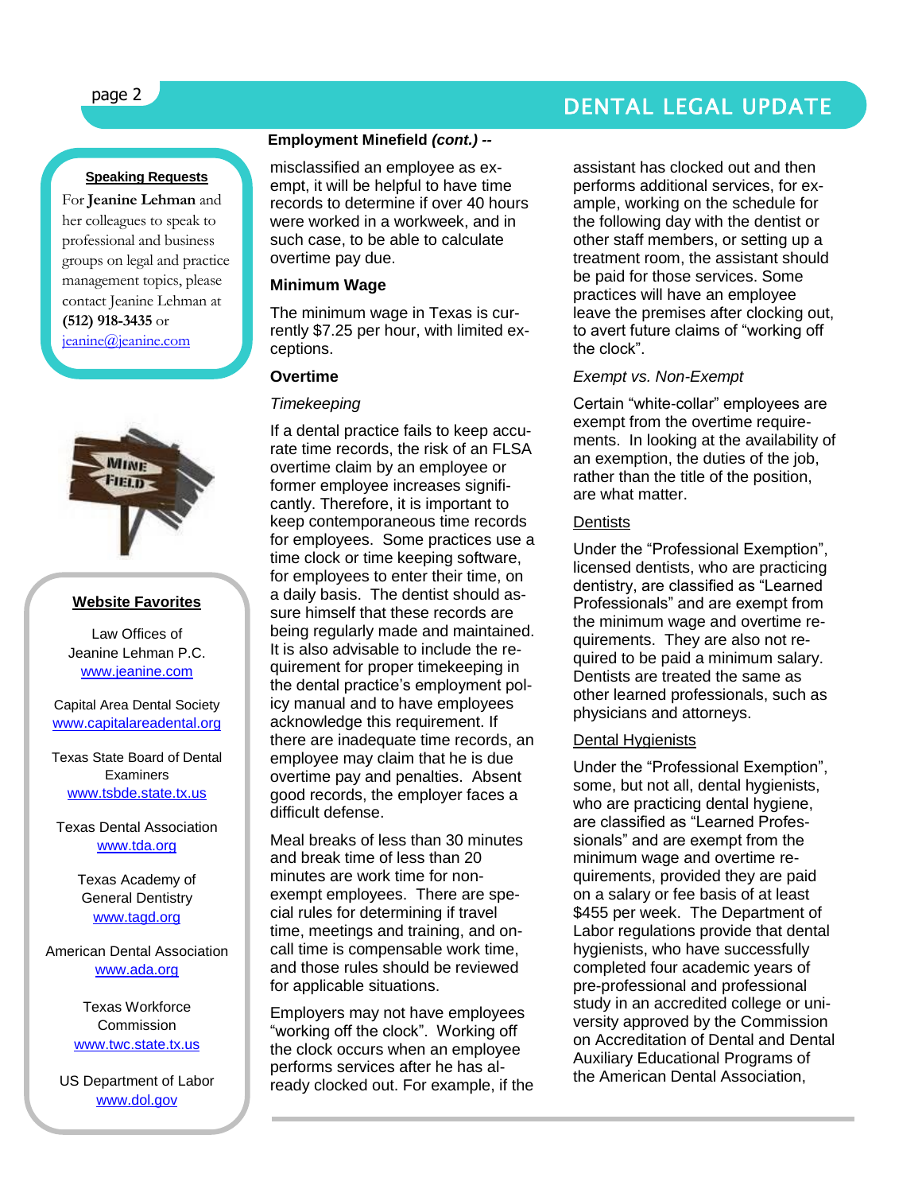### Speaking Requests

For **Jeanine Lehman** and her colleagues to speak to professional and business groups on legal and practice management topics, please contact Jeanine Lehman at **(512) 918-3435** or jeanine@jeanine.com

### Website Favorites

Law Offices of Jeanine Lehman P.C.
www.jeanine.com

Capital Area Dental Society
www.capitalareadental.org

Texas State Board of Dental Examiners
www.tsbde.state.tx.us

Texas Dental Association
www.tda.org

Texas Academy of General Dentistry
www.tagd.org

American Dental Association
www.ada.org

Texas Workforce Commission
www.twc.state.tx.us

US Department of Labor
www.dol.gov

## Employment Minefield *(cont.)* --

misclassified an employee as exempt, it will be helpful to have time records to determine if over 40 hours were worked in a workweek, and in such case, to be able to calculate overtime pay due.

### Minimum Wage

The minimum wage in Texas is currently $7.25 per hour, with limited exceptions.

### Overtime

*Timekeeping*

If a dental practice fails to keep accurate time records, the risk of an FLSA overtime claim by an employee or former employee increases significantly. Therefore, it is important to keep contemporaneous time records for employees. Some practices use a time clock or time keeping software, for employees to enter their time, on a daily basis. The dentist should assure himself that these records are being regularly made and maintained. It is also advisable to include the requirement for proper timekeeping in the dental practice's employment policy manual and to have employees acknowledge this requirement. If there are inadequate time records, an employee may claim that he is due overtime pay and penalties. Absent good records, the employer faces a difficult defense.

Meal breaks of less than 30 minutes and break time of less than 20 minutes are work time for non-exempt employees. There are special rules for determining if travel time, meetings and training, and on-call time is compensable work time, and those rules should be reviewed for applicable situations.

Employers may not have employees "working off the clock". Working off the clock occurs when an employee performs services after he has already clocked out. For example, if the assistant has clocked out and then performs additional services, for example, working on the schedule for the following day with the dentist or other staff members, or setting up a treatment room, the assistant should be paid for those services. Some practices will have an employee leave the premises after clocking out, to avert future claims of "working off the clock".

*Exempt vs. Non-Exempt*

Certain "white-collar" employees are exempt from the overtime requirements. In looking at the availability of an exemption, the duties of the job, rather than the title of the position, are what matter.

Dentists

Under the "Professional Exemption", licensed dentists, who are practicing dentistry, are classified as "Learned Professionals" and are exempt from the minimum wage and overtime requirements. They are also not required to be paid a minimum salary. Dentists are treated the same as other learned professionals, such as physicians and attorneys.

Dental Hygienists

Under the "Professional Exemption", some, but not all, dental hygienists, who are practicing dental hygiene, are classified as "Learned Professionals" and are exempt from the minimum wage and overtime requirements, provided they are paid on a salary or fee basis of at least $455 per week. The Department of Labor regulations provide that dental hygienists, who have successfully completed four academic years of pre-professional and professional study in an accredited college or university approved by the Commission on Accreditation of Dental and Dental Auxiliary Educational Programs of the American Dental Association,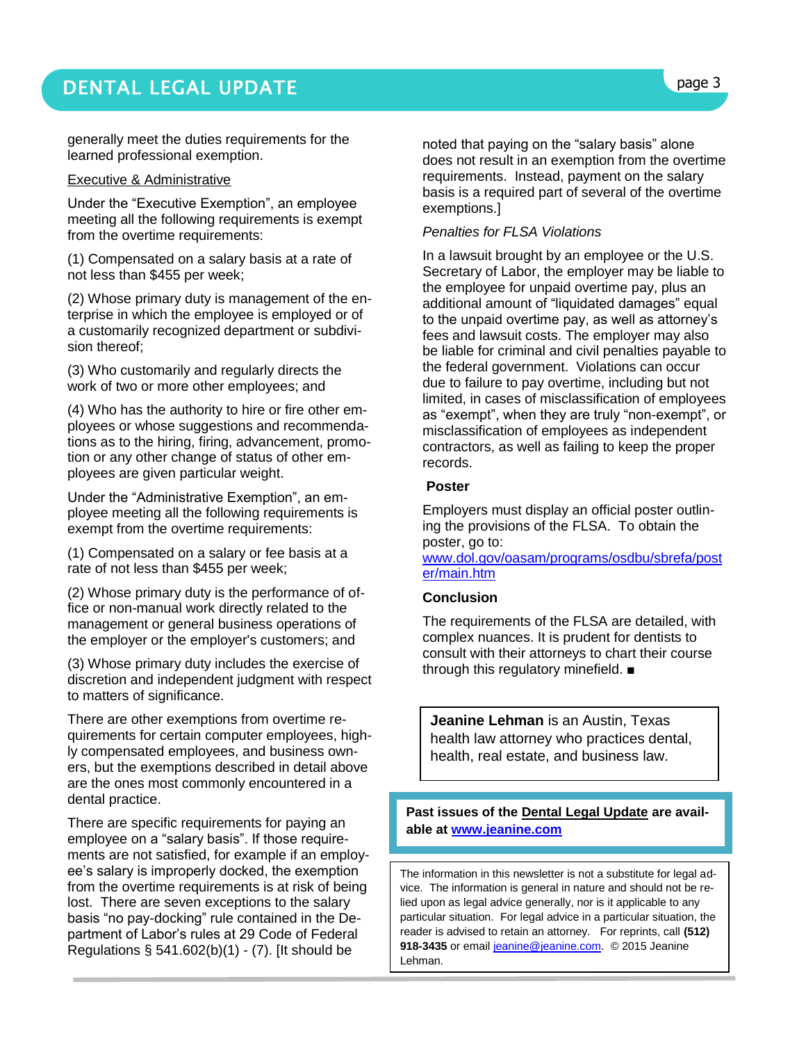generally meet the duties requirements for the learned professional exemption.

Executive & Administrative

Under the "Executive Exemption", an employee meeting all the following requirements is exempt from the overtime requirements:

(1) Compensated on a salary basis at a rate of not less than $455 per week;

(2) Whose primary duty is management of the enterprise in which the employee is employed or of a customarily recognized department or subdivision thereof;

(3) Who customarily and regularly directs the work of two or more other employees; and

(4) Who has the authority to hire or fire other employees or whose suggestions and recommendations as to the hiring, firing, advancement, promotion or any other change of status of other employees are given particular weight.

Under the "Administrative Exemption", an employee meeting all the following requirements is exempt from the overtime requirements:

(1) Compensated on a salary or fee basis at a rate of not less than $455 per week;

(2) Whose primary duty is the performance of office or non-manual work directly related to the management or general business operations of the employer or the employer's customers; and

(3) Whose primary duty includes the exercise of discretion and independent judgment with respect to matters of significance.

There are other exemptions from overtime requirements for certain computer employees, highly compensated employees, and business owners, but the exemptions described in detail above are the ones most commonly encountered in a dental practice.

There are specific requirements for paying an employee on a "salary basis". If those requirements are not satisfied, for example if an employee's salary is improperly docked, the exemption from the overtime requirements is at risk of being lost. There are seven exceptions to the salary basis "no pay-docking" rule contained in the Department of Labor's rules at 29 Code of Federal Regulations § 541.602(b)(1) - (7). [It should be noted that paying on the "salary basis" alone does not result in an exemption from the overtime requirements. Instead, payment on the salary basis is a required part of several of the overtime exemptions.]

*Penalties for FLSA Violations*

In a lawsuit brought by an employee or the U.S. Secretary of Labor, the employer may be liable to the employee for unpaid overtime pay, plus an additional amount of "liquidated damages" equal to the unpaid overtime pay, as well as attorney's fees and lawsuit costs. The employer may also be liable for criminal and civil penalties payable to the federal government. Violations can occur due to failure to pay overtime, including but not limited, in cases of misclassification of employees as "exempt", when they are truly "non-exempt", or misclassification of employees as independent contractors, as well as failing to keep the proper records.

**Poster**

Employers must display an official poster outlining the provisions of the FLSA. To obtain the poster, go to: www.dol.gov/oasam/programs/osdbu/sbrefa/poster/main.htm

**Conclusion**

The requirements of the FLSA are detailed, with complex nuances. It is prudent for dentists to consult with their attorneys to chart their course through this regulatory minefield. ■

**Jeanine Lehman** is an Austin, Texas health law attorney who practices dental, health, real estate, and business law.

**Past issues of the Dental Legal Update are available at www.jeanine.com**

The information in this newsletter is not a substitute for legal advice. The information is general in nature and should not be relied upon as legal advice generally, nor is it applicable to any particular situation. For legal advice in a particular situation, the reader is advised to retain an attorney. For reprints, call **(512) 918-3435** or email jeanine@jeanine.com. © 2015 Jeanine Lehman.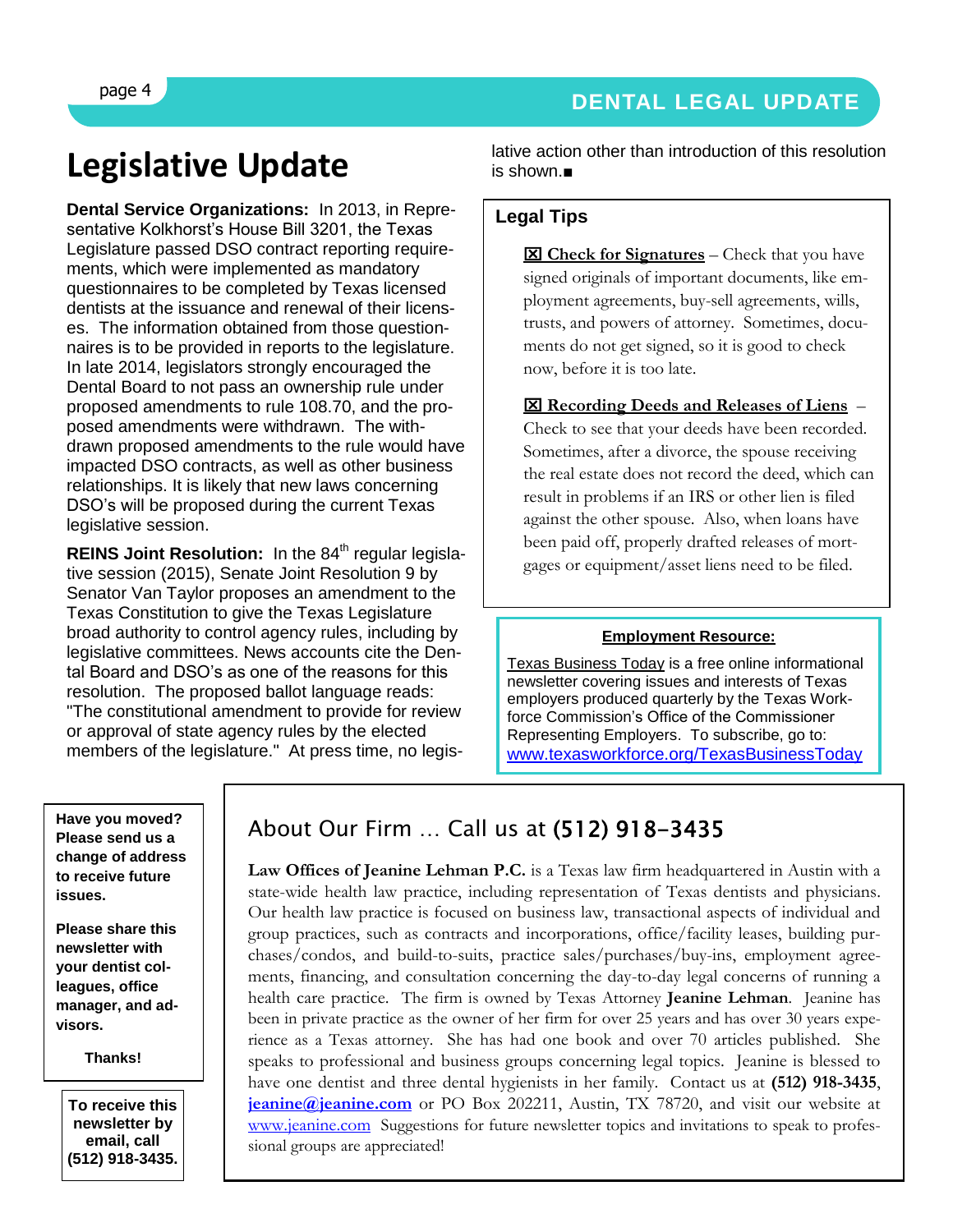# Legislative Update

**Dental Service Organizations:** In 2013, in Representative Kolkhorst's House Bill 3201, the Texas Legislature passed DSO contract reporting requirements, which were implemented as mandatory questionnaires to be completed by Texas licensed dentists at the issuance and renewal of their licenses. The information obtained from those questionnaires is to be provided in reports to the legislature. In late 2014, legislators strongly encouraged the Dental Board to not pass an ownership rule under proposed amendments to rule 108.70, and the proposed amendments were withdrawn. The withdrawn proposed amendments to the rule would have impacted DSO contracts, as well as other business relationships. It is likely that new laws concerning DSO's will be proposed during the current Texas legislative session.

**REINS Joint Resolution:** In the 84th regular legislative session (2015), Senate Joint Resolution 9 by Senator Van Taylor proposes an amendment to the Texas Constitution to give the Texas Legislature broad authority to control agency rules, including by legislative committees. News accounts cite the Dental Board and DSO's as one of the reasons for this resolution. The proposed ballot language reads: "The constitutional amendment to provide for review or approval of state agency rules by the elected members of the legislature." At press time, no legislative action other than introduction of this resolution is shown.■

## Legal Tips

☒ **Check for Signatures** – Check that you have signed originals of important documents, like employment agreements, buy-sell agreements, wills, trusts, and powers of attorney. Sometimes, documents do not get signed, so it is good to check now, before it is too late.

☒ **Recording Deeds and Releases of Liens** – Check to see that your deeds have been recorded. Sometimes, after a divorce, the spouse receiving the real estate does not record the deed, which can result in problems if an IRS or other lien is filed against the other spouse. Also, when loans have been paid off, properly drafted releases of mortgages or equipment/asset liens need to be filed.

**Employment Resource:**

Texas Business Today is a free online informational newsletter covering issues and interests of Texas employers produced quarterly by the Texas Workforce Commission's Office of the Commissioner Representing Employers. To subscribe, go to: www.texasworkforce.org/TexasBusinessToday

**Have you moved? Please send us a change of address to receive future issues.**

**Please share this newsletter with your dentist colleagues, office manager, and advisors.**

**Thanks!**

**To receive this newsletter by email, call (512) 918-3435.**

## About Our Firm … Call us at (512) 918-3435

**Law Offices of Jeanine Lehman P.C.** is a Texas law firm headquartered in Austin with a state-wide health law practice, including representation of Texas dentists and physicians. Our health law practice is focused on business law, transactional aspects of individual and group practices, such as contracts and incorporations, office/facility leases, building purchases/condos, and build-to-suits, practice sales/purchases/buy-ins, employment agreements, financing, and consultation concerning the day-to-day legal concerns of running a health care practice. The firm is owned by Texas Attorney **Jeanine Lehman**. Jeanine has been in private practice as the owner of her firm for over 25 years and has over 30 years experience as a Texas attorney. She has had one book and over 70 articles published. She speaks to professional and business groups concerning legal topics. Jeanine is blessed to have one dentist and three dental hygienists in her family. Contact us at **(512) 918-3435**, **jeanine@jeanine.com** or PO Box 202211, Austin, TX 78720, and visit our website at www.jeanine.com Suggestions for future newsletter topics and invitations to speak to professional groups are appreciated!